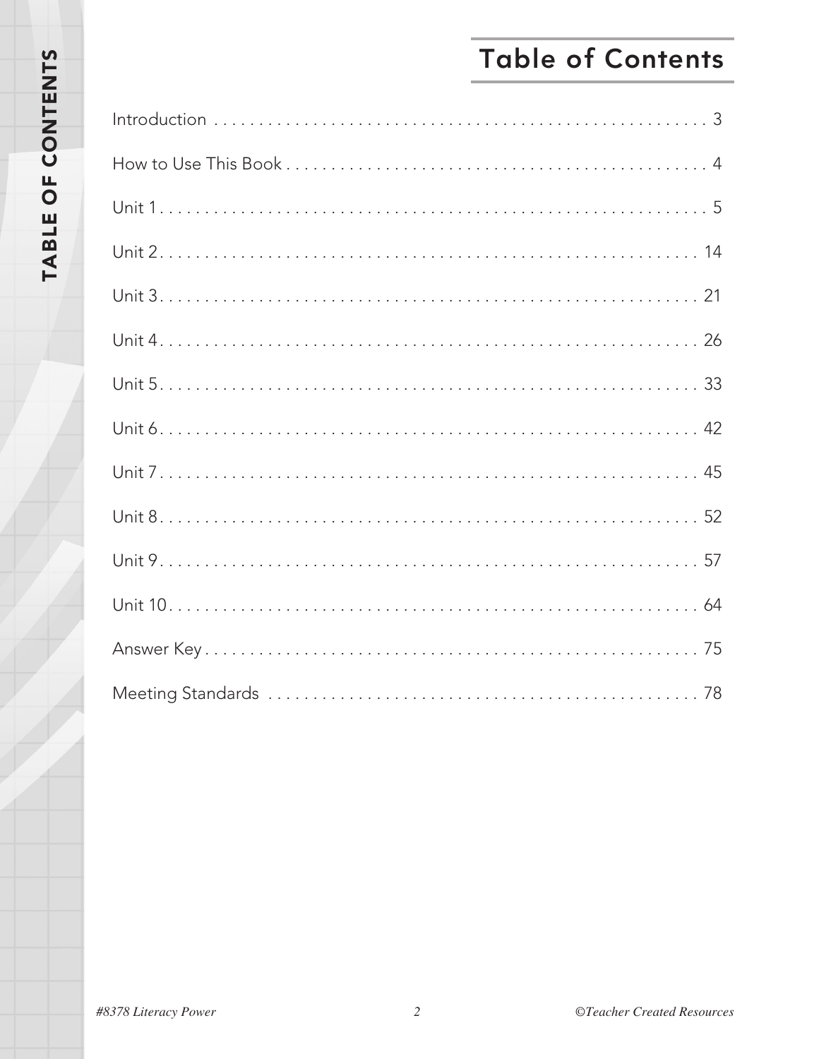# Table of Contents

Introduction . . . . . . . . . . . . . . . . . . . . . . . . . . . . . . . . . . . . . . . . . . . . . . . . . . . . . . . 3

How to Use This Book . . . . . . . . . . . . . . . . . . . . . . . . . . . . . . . . . . . . . . . . . . . . . . . . 4

Unit 1 . . . . . . . . . . . . . . . . . . . . . . . . . . . . . . . . . . . . . . . . . . . . . . . . . . . . . . . . . . . . 5

Unit 2 . . . . . . . . . . . . . . . . . . . . . . . . . . . . . . . . . . . . . . . . . . . . . . . . . . . . . . . . . . . 14

Unit 3 . . . . . . . . . . . . . . . . . . . . . . . . . . . . . . . . . . . . . . . . . . . . . . . . . . . . . . . . . . . 21

Unit 4 . . . . . . . . . . . . . . . . . . . . . . . . . . . . . . . . . . . . . . . . . . . . . . . . . . . . . . . . . . . 26

Unit 5 . . . . . . . . . . . . . . . . . . . . . . . . . . . . . . . . . . . . . . . . . . . . . . . . . . . . . . . . . . . 33

Unit 6 . . . . . . . . . . . . . . . . . . . . . . . . . . . . . . . . . . . . . . . . . . . . . . . . . . . . . . . . . . . 42

Unit 7 . . . . . . . . . . . . . . . . . . . . . . . . . . . . . . . . . . . . . . . . . . . . . . . . . . . . . . . . . . . 45

Unit 8 . . . . . . . . . . . . . . . . . . . . . . . . . . . . . . . . . . . . . . . . . . . . . . . . . . . . . . . . . . . 52

Unit 9 . . . . . . . . . . . . . . . . . . . . . . . . . . . . . . . . . . . . . . . . . . . . . . . . . . . . . . . . . . . 57

Unit 10 . . . . . . . . . . . . . . . . . . . . . . . . . . . . . . . . . . . . . . . . . . . . . . . . . . . . . . . . . . 64

Answer Key . . . . . . . . . . . . . . . . . . . . . . . . . . . . . . . . . . . . . . . . . . . . . . . . . . . . . . . 75

Meeting Standards . . . . . . . . . . . . . . . . . . . . . . . . . . . . . . . . . . . . . . . . . . . . . . . . . 78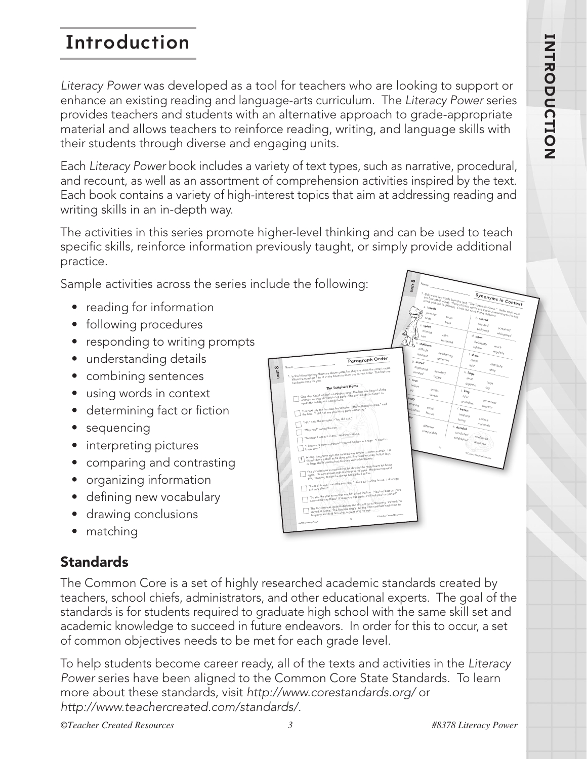# Introduction

*Literacy Power* was developed as a tool for teachers who are looking to support or enhance an existing reading and language-arts curriculum. The *Literacy Power* series provides teachers and students with an alternative approach to grade-appropriate material and allows teachers to reinforce reading, writing, and language skills with their students through diverse and engaging units.

Each *Literacy Power* book includes a variety of text types, such as narrative, procedural, and recount, as well as an assortment of comprehension activities inspired by the text. Each book contains a variety of high-interest topics that aim at addressing reading and writing skills in an in-depth way.

The activities in this series promote higher-level thinking and can be used to teach specific skills, reinforce information previously taught, or simply provide additional practice.

Sample activities across the series include the following:

- reading for information
- following procedures
- responding to writing prompts
- understanding details
- combining sentences
- using words in context
- determining fact or fiction
- sequencing
- interpreting pictures
- comparing and contrasting
- organizing information
- defining new vocabulary
- drawing conclusions
- matching

## Standards

The Common Core is a set of highly researched academic standards created by teachers, school chiefs, administrators, and other educational experts. The goal of the standards is for students required to graduate high school with the same skill set and academic knowledge to succeed in future endeavors. In order for this to occur, a set of common objectives needs to be met for each grade level.

To help students become career ready, all of the texts and activities in the *Literacy Power* series have been aligned to the Common Core State Standards. To learn more about these standards, visit *http://www.corestandards.org/* or *http://www.teachercreated.com/standards/*.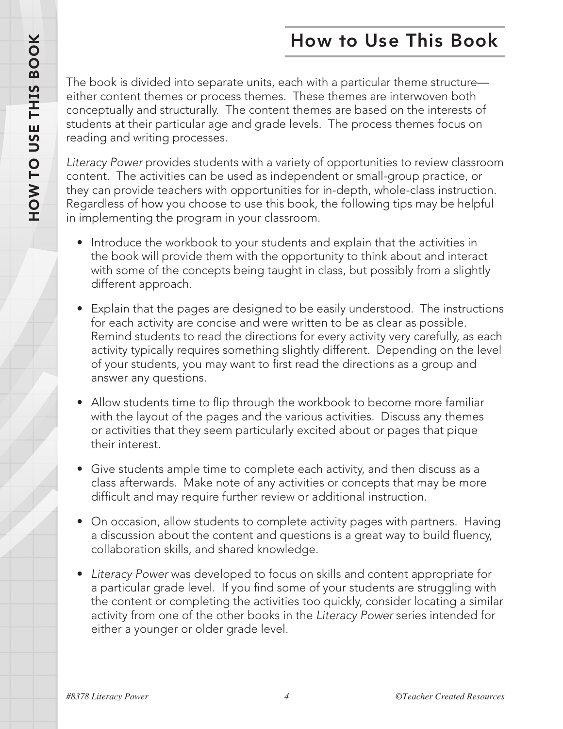# How to Use This Book

The book is divided into separate units, each with a particular theme structure—either content themes or process themes. These themes are interwoven both conceptually and structurally. The content themes are based on the interests of students at their particular age and grade levels. The process themes focus on reading and writing processes.

*Literacy Power* provides students with a variety of opportunities to review classroom content. The activities can be used as independent or small-group practice, or they can provide teachers with opportunities for in-depth, whole-class instruction. Regardless of how you choose to use this book, the following tips may be helpful in implementing the program in your classroom.

- Introduce the workbook to your students and explain that the activities in the book will provide them with the opportunity to think about and interact with some of the concepts being taught in class, but possibly from a slightly different approach.
- Explain that the pages are designed to be easily understood. The instructions for each activity are concise and were written to be as clear as possible. Remind students to read the directions for every activity very carefully, as each activity typically requires something slightly different. Depending on the level of your students, you may want to first read the directions as a group and answer any questions.
- Allow students time to flip through the workbook to become more familiar with the layout of the pages and the various activities. Discuss any themes or activities that they seem particularly excited about or pages that pique their interest.
- Give students ample time to complete each activity, and then discuss as a class afterwards. Make note of any activities or concepts that may be more difficult and may require further review or additional instruction.
- On occasion, allow students to complete activity pages with partners. Having a discussion about the content and questions is a great way to build fluency, collaboration skills, and shared knowledge.
- *Literacy Power* was developed to focus on skills and content appropriate for a particular grade level. If you find some of your students are struggling with the content or completing the activities too quickly, consider locating a similar activity from one of the other books in the *Literacy Power* series intended for either a younger or older grade level.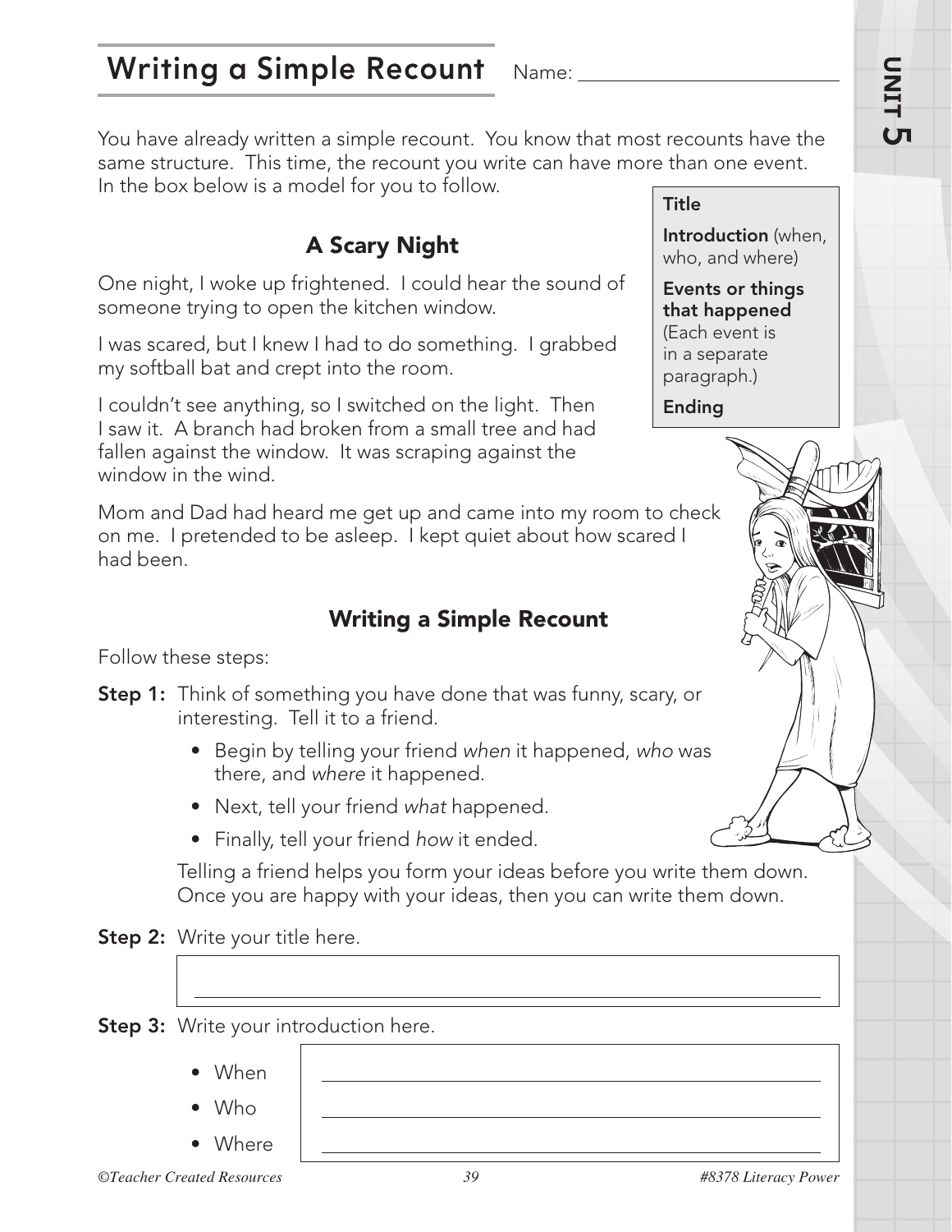# Writing a Simple Recount

Name: ______________________

You have already written a simple recount. You know that most recounts have the same structure. This time, the recount you write can have more than one event. In the box below is a model for you to follow.

**Title**

**Introduction** (when, who, and where)

**Events or things that happened** (Each event is in a separate paragraph.)

**Ending**

## A Scary Night

One night, I woke up frightened. I could hear the sound of someone trying to open the kitchen window.

I was scared, but I knew I had to do something. I grabbed my softball bat and crept into the room.

I couldn't see anything, so I switched on the light. Then I saw it. A branch had broken from a small tree and had fallen against the window. It was scraping against the window in the wind.

Mom and Dad had heard me get up and came into my room to check on me. I pretended to be asleep. I kept quiet about how scared I had been.

## Writing a Simple Recount

Follow these steps:

**Step 1:** Think of something you have done that was funny, scary, or interesting. Tell it to a friend.

- Begin by telling your friend *when* it happened, *who* was there, and *where* it happened.
- Next, tell your friend *what* happened.
- Finally, tell your friend *how* it ended.

Telling a friend helps you form your ideas before you write them down. Once you are happy with your ideas, then you can write them down.

**Step 2:** Write your title here.

______________________________________________

**Step 3:** Write your introduction here.

- When ______________________________________________
- Who ______________________________________________
- Where ______________________________________________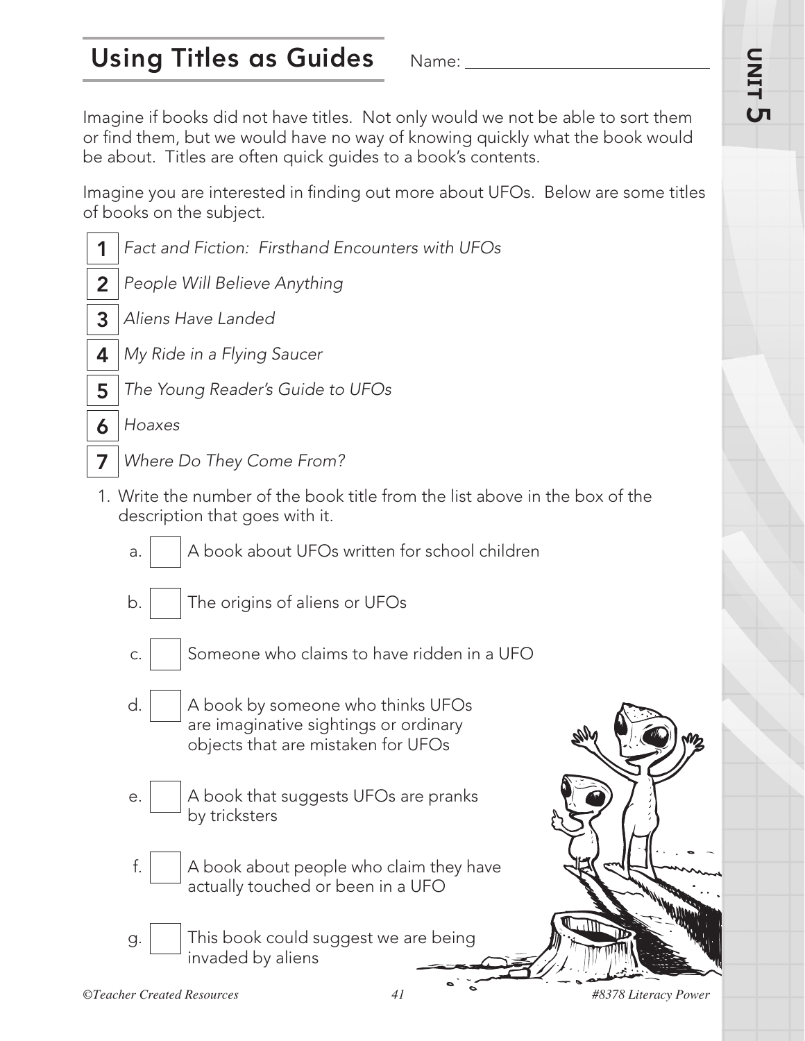## Using Titles as Guides

Name: ______________________________

Imagine if books did not have titles. Not only would we not be able to sort them or find them, but we would have no way of knowing quickly what the book would be about. Titles are often quick guides to a book's contents.

Imagine you are interested in finding out more about UFOs. Below are some titles of books on the subject.

1. *Fact and Fiction: Firsthand Encounters with UFOs*
2. *People Will Believe Anything*
3. *Aliens Have Landed*
4. *My Ride in a Flying Saucer*
5. *The Young Reader's Guide to UFOs*
6. *Hoaxes*
7. *Where Do They Come From?*

1. Write the number of the book title from the list above in the box of the description that goes with it.

   a. ☐ A book about UFOs written for school children

   b. ☐ The origins of aliens or UFOs

   c. ☐ Someone who claims to have ridden in a UFO

   d. ☐ A book by someone who thinks UFOs are imaginative sightings or ordinary objects that are mistaken for UFOs

   e. ☐ A book that suggests UFOs are pranks by tricksters

   f. ☐ A book about people who claim they have actually touched or been in a UFO

   g. ☐ This book could suggest we are being invaded by aliens